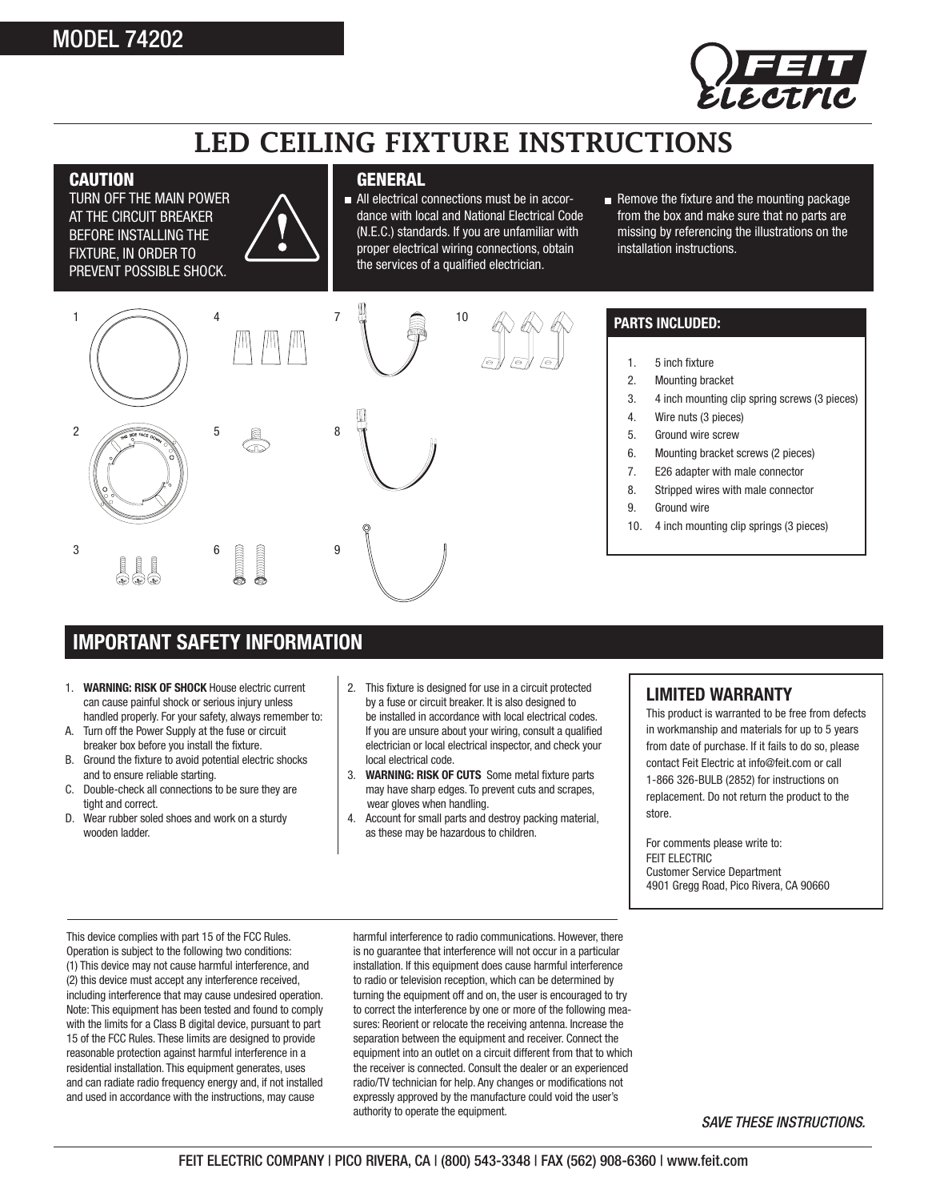MODEL 74202

# LED CEILING FIXTURE INSTRUCTIONS

## CAUTION

TURN OFF THE MAIN POWER AT THE CIRCUIT BREAKER BEFORE INSTALLING THE FIXTURE, IN ORDER TO PREVENT POSSIBLE SHOCK.

## GENERAL

- All electrical connections must be in accordance with local and National Electrical Code (N.E.C.) standards. If you are unfamiliar with proper electrical wiring connections, obtain the services of a qualified electrician.
- Remove the fixture and the mounting package from the box and make sure that no parts are missing by referencing the illustrations on the installation instructions.

### PARTS INCLUDED:

1. 5 inch fixture
2. Mounting bracket
3. 4 inch mounting clip spring screws (3 pieces)
4. Wire nuts (3 pieces)
5. Ground wire screw
6. Mounting bracket screws (2 pieces)
7. E26 adapter with male connector
8. Stripped wires with male connector
9. Ground wire
10. 4 inch mounting clip springs (3 pieces)

## IMPORTANT SAFETY INFORMATION

1. **WARNING: RISK OF SHOCK** House electric current can cause painful shock or serious injury unless handled properly. For your safety, always remember to:
   - A. Turn off the Power Supply at the fuse or circuit breaker box before you install the fixture.
   - B. Ground the fixture to avoid potential electric shocks and to ensure reliable starting.
   - C. Double-check all connections to be sure they are tight and correct.
   - D. Wear rubber soled shoes and work on a sturdy wooden ladder.
2. This fixture is designed for use in a circuit protected by a fuse or circuit breaker. It is also designed to be installed in accordance with local electrical codes. If you are unsure about your wiring, consult a qualified electrician or local electrical inspector, and check your local electrical code.
3. **WARNING: RISK OF CUTS** Some metal fixture parts may have sharp edges. To prevent cuts and scrapes, wear gloves when handling.
4. Account for small parts and destroy packing material, as these may be hazardous to children.

## LIMITED WARRANTY

This product is warranted to be free from defects in workmanship and materials for up to 5 years from date of purchase. If it fails to do so, please contact Feit Electric at info@feit.com or call 1-866 326-BULB (2852) for instructions on replacement. Do not return the product to the store.

For comments please write to:
FEIT ELECTRIC
Customer Service Department
4901 Gregg Road, Pico Rivera, CA 90660

This device complies with part 15 of the FCC Rules. Operation is subject to the following two conditions: (1) This device may not cause harmful interference, and (2) this device must accept any interference received, including interference that may cause undesired operation. Note: This equipment has been tested and found to comply with the limits for a Class B digital device, pursuant to part 15 of the FCC Rules. These limits are designed to provide reasonable protection against harmful interference in a residential installation. This equipment generates, uses and can radiate radio frequency energy and, if not installed and used in accordance with the instructions, may cause harmful interference to radio communications. However, there is no guarantee that interference will not occur in a particular installation. If this equipment does cause harmful interference to radio or television reception, which can be determined by turning the equipment off and on, the user is encouraged to try to correct the interference by one or more of the following measures: Reorient or relocate the receiving antenna. Increase the separation between the equipment and receiver. Connect the equipment into an outlet on a circuit different from that to which the receiver is connected. Consult the dealer or an experienced radio/TV technician for help. Any changes or modifications not expressly approved by the manufacture could void the user's authority to operate the equipment.

*SAVE THESE INSTRUCTIONS.*

FEIT ELECTRIC COMPANY | PICO RIVERA, CA | (800) 543-3348 | FAX (562) 908-6360 | www.feit.com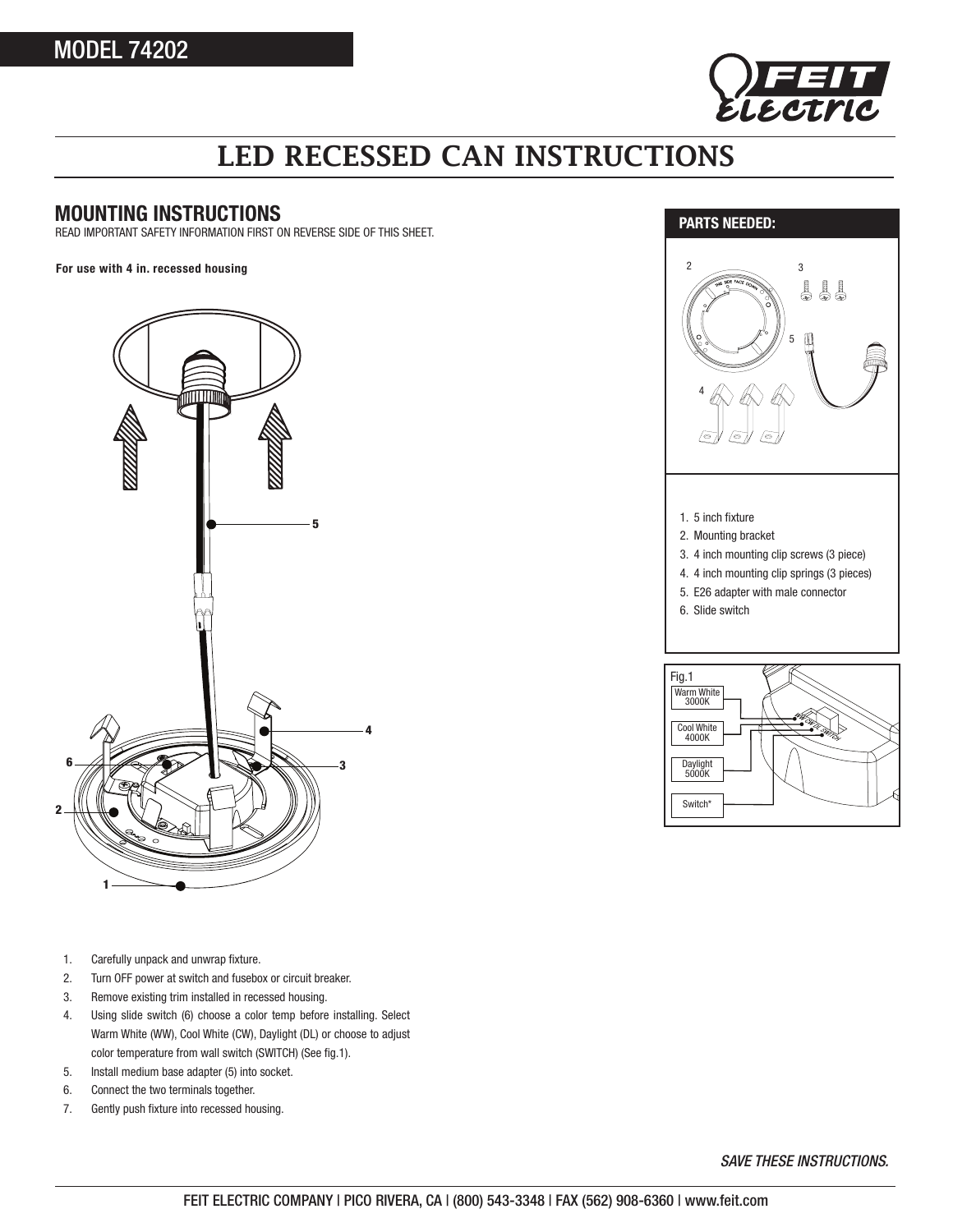MODEL 74202

FEIT ELECTRIC

# LED RECESSED CAN INSTRUCTIONS

## MOUNTING INSTRUCTIONS

READ IMPORTANT SAFETY INFORMATION FIRST ON REVERSE SIDE OF THIS SHEET.

**For use with 4 in. recessed housing**

### PARTS NEEDED:

1. 5 inch fixture
2. Mounting bracket
3. 4 inch mounting clip screws (3 piece)
4. 4 inch mounting clip springs (3 pieces)
5. E26 adapter with male connector
6. Slide switch

Fig.1

- Warm White 3000K
- Cool White 4000K
- Daylight 5000K
- Switch*

1. Carefully unpack and unwrap fixture.
2. Turn OFF power at switch and fusebox or circuit breaker.
3. Remove existing trim installed in recessed housing.
4. Using slide switch (6) choose a color temp before installing. Select Warm White (WW), Cool White (CW), Daylight (DL) or choose to adjust color temperature from wall switch (SWITCH) (See fig.1).
5. Install medium base adapter (5) into socket.
6. Connect the two terminals together.
7. Gently push fixture into recessed housing.

*SAVE THESE INSTRUCTIONS.*

FEIT ELECTRIC COMPANY | PICO RIVERA, CA | (800) 543-3348 | FAX (562) 908-6360 | www.feit.com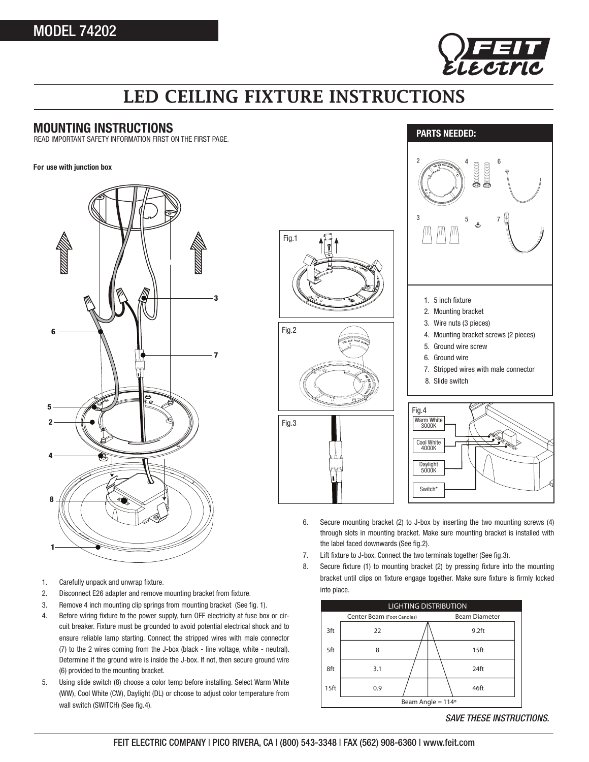# MODEL 74202

# LED CEILING FIXTURE INSTRUCTIONS

## MOUNTING INSTRUCTIONS

READ IMPORTANT SAFETY INFORMATION FIRST ON THE FIRST PAGE.

**For use with junction box**

## PARTS NEEDED:

1. 5 inch fixture
2. Mounting bracket
3. Wire nuts (3 pieces)
4. Mounting bracket screws (2 pieces)
5. Ground wire screw
6. Ground wire
7. Stripped wires with male connector
8. Slide switch

Fig.1

Fig.2

Fig.3

Fig.4

Warm White 3000K

Cool White 4000K

Daylight 5000K

Switch*

1. Carefully unpack and unwrap fixture.
2. Disconnect E26 adapter and remove mounting bracket from fixture.
3. Remove 4 inch mounting clip springs from mounting bracket (See fig. 1).
4. Before wiring fixture to the power supply, turn OFF electricity at fuse box or circuit breaker. Fixture must be grounded to avoid potential electrical shock and to ensure reliable lamp starting. Connect the stripped wires with male connector (7) to the 2 wires coming from the J-box (black - line voltage, white - neutral). Determine if the ground wire is inside the J-box. If not, then secure ground wire (6) provided to the mounting bracket.
5. Using slide switch (8) choose a color temp before installing. Select Warm White (WW), Cool White (CW), Daylight (DL) or choose to adjust color temperature from wall switch (SWITCH) (See fig.4).
6. Secure mounting bracket (2) to J-box by inserting the two mounting screws (4) through slots in mounting bracket. Make sure mounting bracket is installed with the label faced downwards (See fig.2).
7. Lift fixture to J-box. Connect the two terminals together (See fig.3).
8. Secure fixture (1) to mounting bracket (2) by pressing fixture into the mounting bracket until clips on fixture engage together. Make sure fixture is firmly locked into place.

| LIGHTING DISTRIBUTION | | |
|---|---|---|
| | Center Beam (Foot Candles) | Beam Diameter |
| 3ft | 22 | 9.2ft |
| 5ft | 8 | 15ft |
| 8ft | 3.1 | 24ft |
| 15ft | 0.9 | 46ft |
| Beam Angle = 114° | | |

*SAVE THESE INSTRUCTIONS.*

FEIT ELECTRIC COMPANY | PICO RIVERA, CA | (800) 543-3348 | FAX (562) 908-6360 | www.feit.com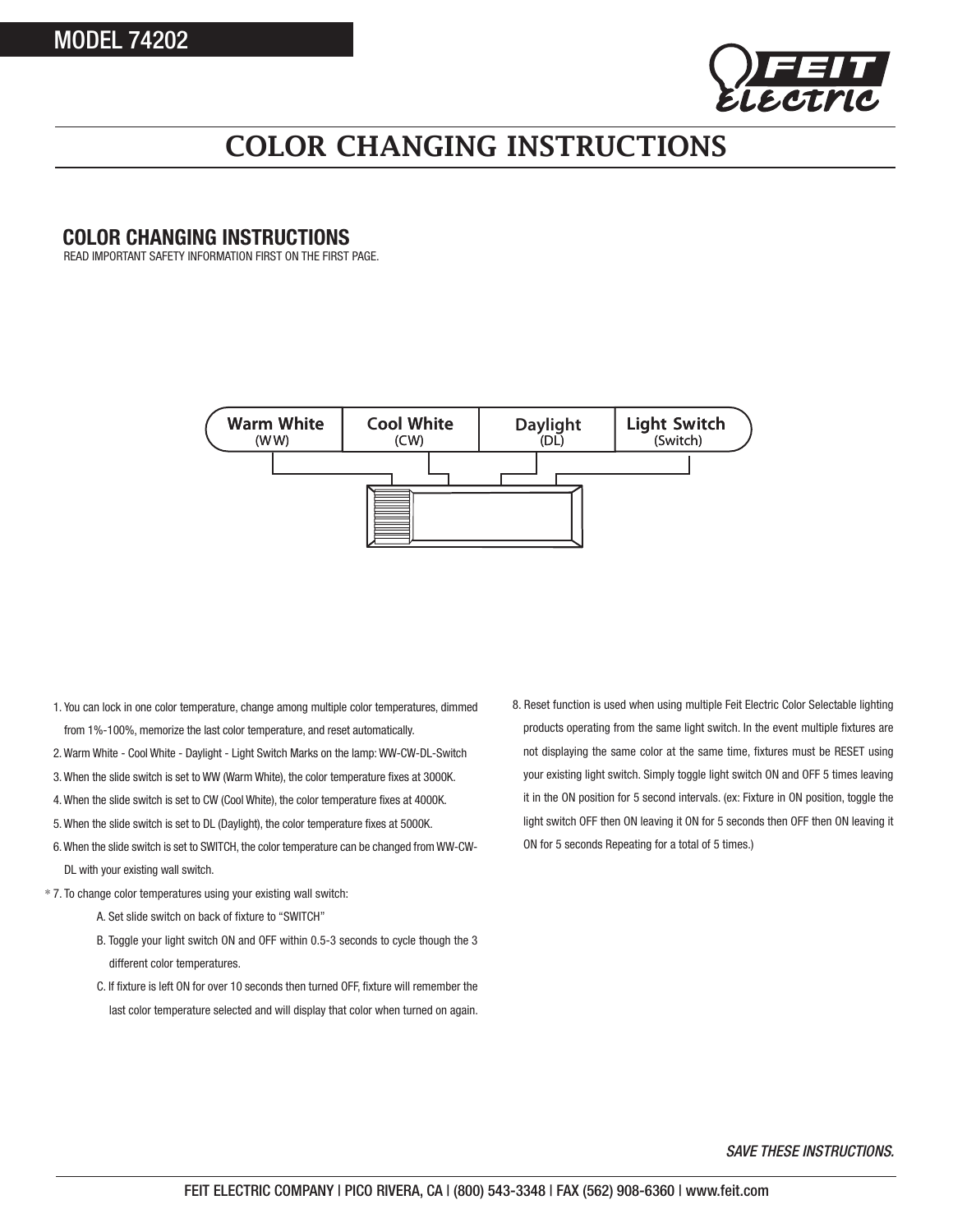MODEL 74202

# COLOR CHANGING INSTRUCTIONS

## COLOR CHANGING INSTRUCTIONS

READ IMPORTANT SAFETY INFORMATION FIRST ON THE FIRST PAGE.

Warm White (WW)

Cool White (CW)

Daylight (DL)

Light Switch (Switch)

1. You can lock in one color temperature, change among multiple color temperatures, dimmed from 1%-100%, memorize the last color temperature, and reset automatically.
2. Warm White - Cool White - Daylight - Light Switch Marks on the lamp: WW-CW-DL-Switch
3. When the slide switch is set to WW (Warm White), the color temperature fixes at 3000K.
4. When the slide switch is set to CW (Cool White), the color temperature fixes at 4000K.
5. When the slide switch is set to DL (Daylight), the color temperature fixes at 5000K.
6. When the slide switch is set to SWITCH, the color temperature can be changed from WW-CW-DL with your existing wall switch.

\* 7. To change color temperatures using your existing wall switch:

   A. Set slide switch on back of fixture to "SWITCH"

   B. Toggle your light switch ON and OFF within 0.5-3 seconds to cycle though the 3 different color temperatures.

   C. If fixture is left ON for over 10 seconds then turned OFF, fixture will remember the last color temperature selected and will display that color when turned on again.

8. Reset function is used when using multiple Feit Electric Color Selectable lighting products operating from the same light switch. In the event multiple fixtures are not displaying the same color at the same time, fixtures must be RESET using your existing light switch. Simply toggle light switch ON and OFF 5 times leaving it in the ON position for 5 second intervals. (ex: Fixture in ON position, toggle the light switch OFF then ON leaving it ON for 5 seconds then OFF then ON leaving it ON for 5 seconds Repeating for a total of 5 times.)

*SAVE THESE INSTRUCTIONS.*

FEIT ELECTRIC COMPANY | PICO RIVERA, CA | (800) 543-3348 | FAX (562) 908-6360 | www.feit.com